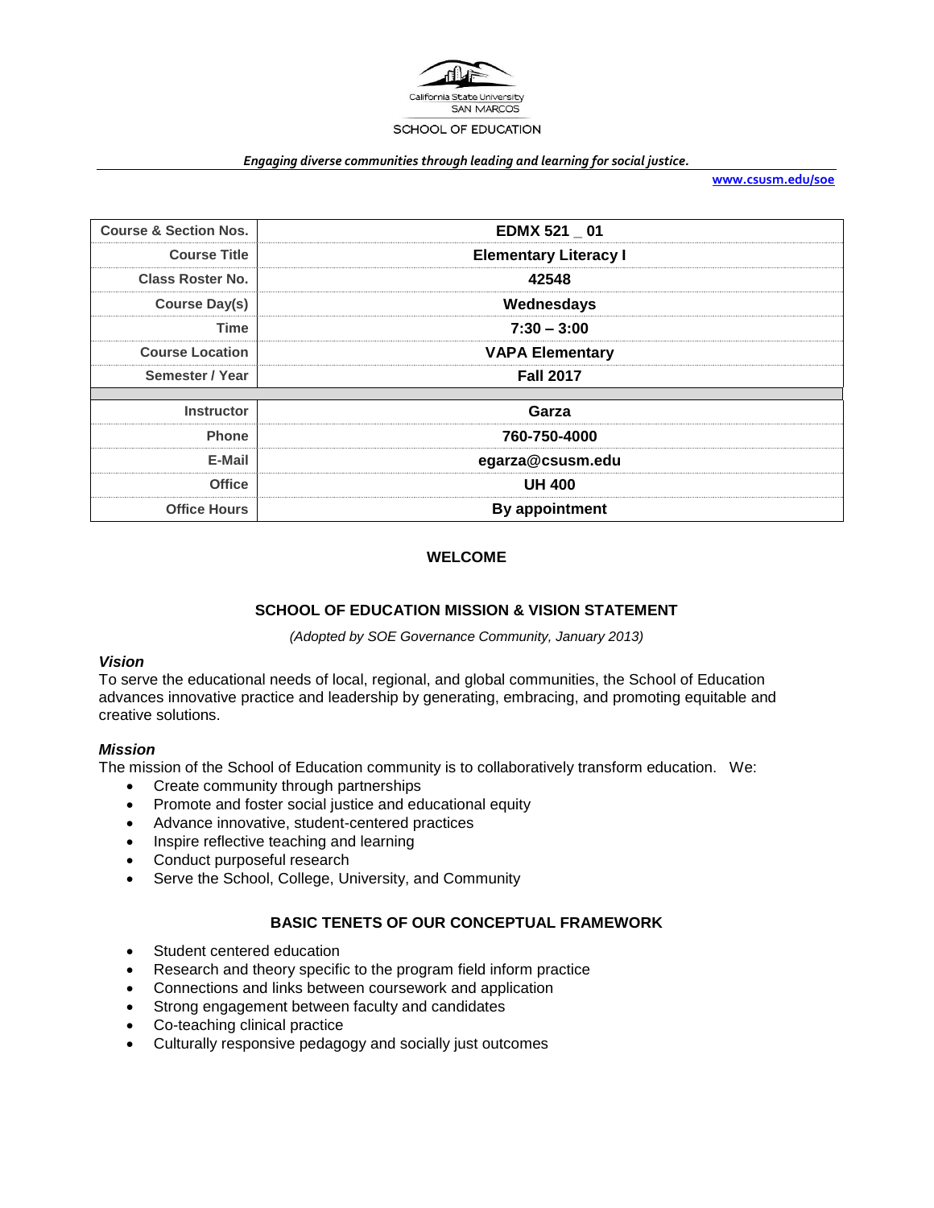California State University SAN MARCOS

SCHOOL OF EDUCATION

***Engaging diverse communities through leading and learning for social justice.***

**www.csusm.edu/soe**

| | |
|---|---|
| **Course & Section Nos.** | **EDMX 521 _ 01** |
| **Course Title** | **Elementary Literacy I** |
| **Class Roster No.** | **42548** |
| **Course Day(s)** | **Wednesdays** |
| **Time** | **7:30 – 3:00** |
| **Course Location** | **VAPA Elementary** |
| **Semester / Year** | **Fall 2017** |
| | |
| **Instructor** | **Garza** |
| **Phone** | **760-750-4000** |
| **E-Mail** | **egarza@csusm.edu** |
| **Office** | **UH 400** |
| **Office Hours** | **By appointment** |

## WELCOME

## SCHOOL OF EDUCATION MISSION & VISION STATEMENT

*(Adopted by SOE Governance Community, January 2013)*

### *Vision*

To serve the educational needs of local, regional, and global communities, the School of Education advances innovative practice and leadership by generating, embracing, and promoting equitable and creative solutions.

### *Mission*

The mission of the School of Education community is to collaboratively transform education. We:

- Create community through partnerships
- Promote and foster social justice and educational equity
- Advance innovative, student-centered practices
- Inspire reflective teaching and learning
- Conduct purposeful research
- Serve the School, College, University, and Community

## BASIC TENETS OF OUR CONCEPTUAL FRAMEWORK

- Student centered education
- Research and theory specific to the program field inform practice
- Connections and links between coursework and application
- Strong engagement between faculty and candidates
- Co-teaching clinical practice
- Culturally responsive pedagogy and socially just outcomes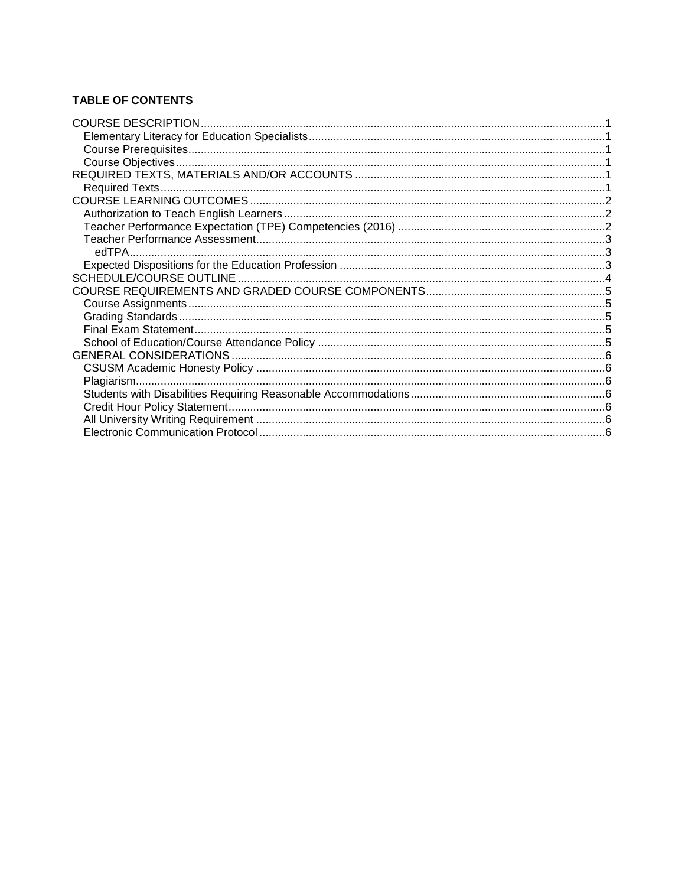**TABLE OF CONTENTS**

- COURSE DESCRIPTION ... 1
  - Elementary Literacy for Education Specialists ... 1
  - Course Prerequisites ... 1
  - Course Objectives ... 1
- REQUIRED TEXTS, MATERIALS AND/OR ACCOUNTS ... 1
  - Required Texts ... 1
- COURSE LEARNING OUTCOMES ... 2
  - Authorization to Teach English Learners ... 2
  - Teacher Performance Expectation (TPE) Competencies (2016) ... 2
  - Teacher Performance Assessment ... 3
    - edTPA ... 3
  - Expected Dispositions for the Education Profession ... 3
- SCHEDULE/COURSE OUTLINE ... 4
- COURSE REQUIREMENTS AND GRADED COURSE COMPONENTS ... 5
  - Course Assignments ... 5
  - Grading Standards ... 5
  - Final Exam Statement ... 5
  - School of Education/Course Attendance Policy ... 5
- GENERAL CONSIDERATIONS ... 6
  - CSUSM Academic Honesty Policy ... 6
  - Plagiarism ... 6
  - Students with Disabilities Requiring Reasonable Accommodations ... 6
  - Credit Hour Policy Statement ... 6
  - All University Writing Requirement ... 6
  - Electronic Communication Protocol ... 6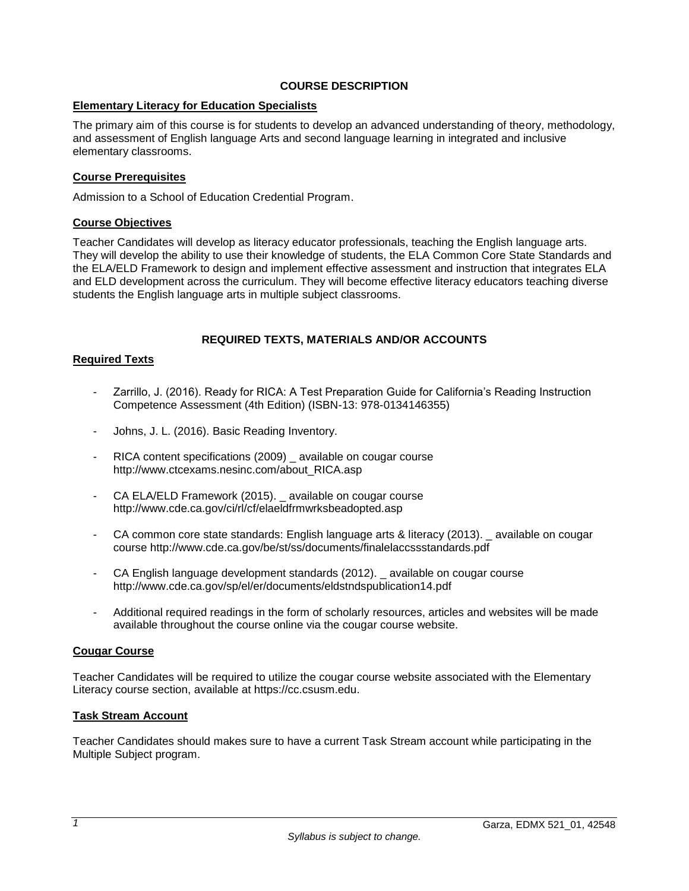## COURSE DESCRIPTION

### Elementary Literacy for Education Specialists

The primary aim of this course is for students to develop an advanced understanding of theory, methodology, and assessment of English language Arts and second language learning in integrated and inclusive elementary classrooms.

### Course Prerequisites

Admission to a School of Education Credential Program.

### Course Objectives

Teacher Candidates will develop as literacy educator professionals, teaching the English language arts. They will develop the ability to use their knowledge of students, the ELA Common Core State Standards and the ELA/ELD Framework to design and implement effective assessment and instruction that integrates ELA and ELD development across the curriculum. They will become effective literacy educators teaching diverse students the English language arts in multiple subject classrooms.

## REQUIRED TEXTS, MATERIALS AND/OR ACCOUNTS

### Required Texts

- Zarrillo, J. (2016). Ready for RICA: A Test Preparation Guide for California's Reading Instruction Competence Assessment (4th Edition) (ISBN-13: 978-0134146355)
- Johns, J. L. (2016). Basic Reading Inventory.
- RICA content specifications (2009) _ available on cougar course http://www.ctcexams.nesinc.com/about_RICA.asp
- CA ELA/ELD Framework (2015). _ available on cougar course http://www.cde.ca.gov/ci/rl/cf/elaeldfrmwrksbeadopted.asp
- CA common core state standards: English language arts & literacy (2013). _ available on cougar course http://www.cde.ca.gov/be/st/ss/documents/finalelaccssstandards.pdf
- CA English language development standards (2012). _ available on cougar course http://www.cde.ca.gov/sp/el/er/documents/eldstndspublication14.pdf
- Additional required readings in the form of scholarly resources, articles and websites will be made available throughout the course online via the cougar course website.

### Cougar Course

Teacher Candidates will be required to utilize the cougar course website associated with the Elementary Literacy course section, available at https://cc.csusm.edu.

### Task Stream Account

Teacher Candidates should makes sure to have a current Task Stream account while participating in the Multiple Subject program.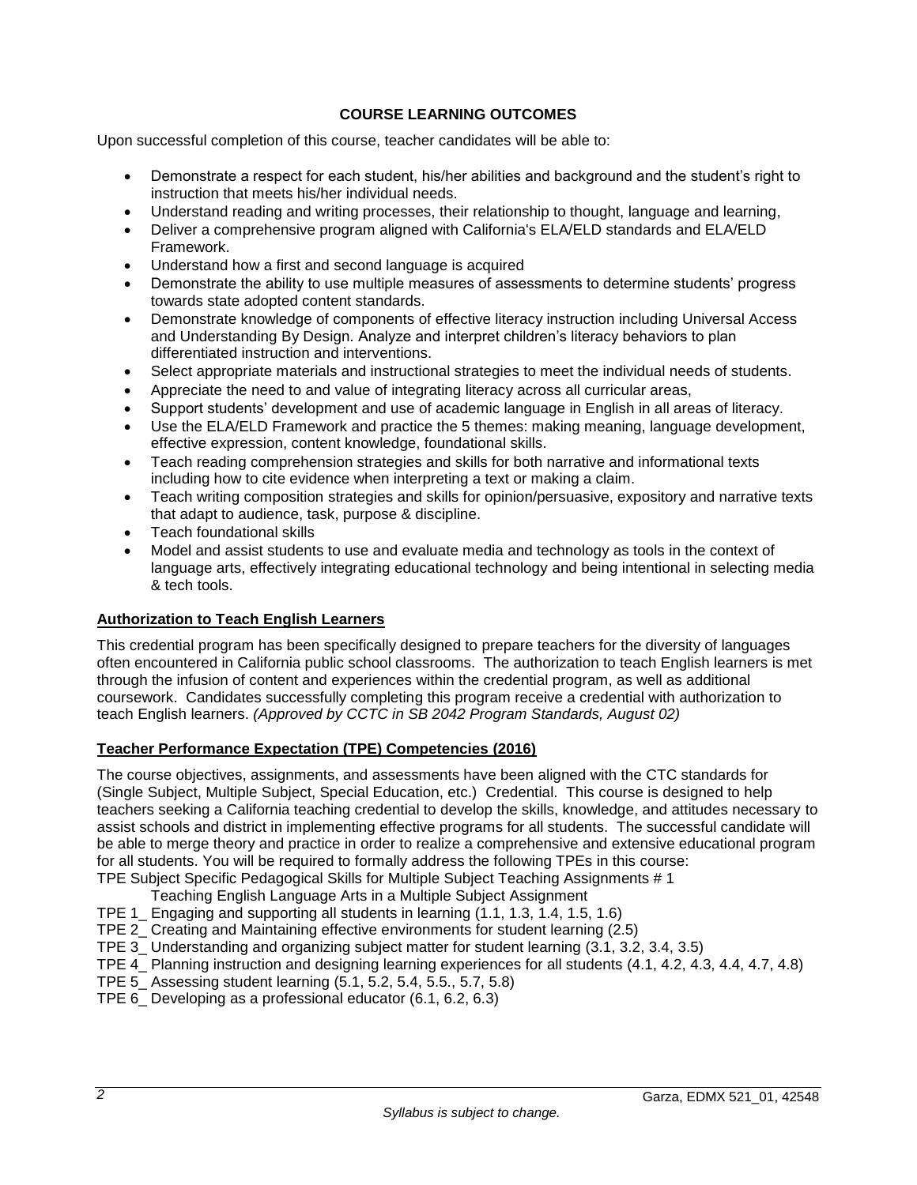**COURSE LEARNING OUTCOMES**

Upon successful completion of this course, teacher candidates will be able to:

- Demonstrate a respect for each student, his/her abilities and background and the student's right to instruction that meets his/her individual needs.
- Understand reading and writing processes, their relationship to thought, language and learning,
- Deliver a comprehensive program aligned with California's ELA/ELD standards and ELA/ELD Framework.
- Understand how a first and second language is acquired
- Demonstrate the ability to use multiple measures of assessments to determine students' progress towards state adopted content standards.
- Demonstrate knowledge of components of effective literacy instruction including Universal Access and Understanding By Design. Analyze and interpret children's literacy behaviors to plan differentiated instruction and interventions.
- Select appropriate materials and instructional strategies to meet the individual needs of students.
- Appreciate the need to and value of integrating literacy across all curricular areas,
- Support students' development and use of academic language in English in all areas of literacy.
- Use the ELA/ELD Framework and practice the 5 themes: making meaning, language development, effective expression, content knowledge, foundational skills.
- Teach reading comprehension strategies and skills for both narrative and informational texts including how to cite evidence when interpreting a text or making a claim.
- Teach writing composition strategies and skills for opinion/persuasive, expository and narrative texts that adapt to audience, task, purpose & discipline.
- Teach foundational skills
- Model and assist students to use and evaluate media and technology as tools in the context of language arts, effectively integrating educational technology and being intentional in selecting media & tech tools.

**<u>Authorization to Teach English Learners</u>**

This credential program has been specifically designed to prepare teachers for the diversity of languages often encountered in California public school classrooms. The authorization to teach English learners is met through the infusion of content and experiences within the credential program, as well as additional coursework. Candidates successfully completing this program receive a credential with authorization to teach English learners. *(Approved by CCTC in SB 2042 Program Standards, August 02)*

**<u>Teacher Performance Expectation (TPE) Competencies (2016)</u>**

The course objectives, assignments, and assessments have been aligned with the CTC standards for (Single Subject, Multiple Subject, Special Education, etc.) Credential. This course is designed to help teachers seeking a California teaching credential to develop the skills, knowledge, and attitudes necessary to assist schools and district in implementing effective programs for all students. The successful candidate will be able to merge theory and practice in order to realize a comprehensive and extensive educational program for all students. You will be required to formally address the following TPEs in this course:

TPE Subject Specific Pedagogical Skills for Multiple Subject Teaching Assignments # 1
    Teaching English Language Arts in a Multiple Subject Assignment
TPE 1_ Engaging and supporting all students in learning (1.1, 1.3, 1.4, 1.5, 1.6)
TPE 2_ Creating and Maintaining effective environments for student learning (2.5)
TPE 3_ Understanding and organizing subject matter for student learning (3.1, 3.2, 3.4, 3.5)
TPE 4_ Planning instruction and designing learning experiences for all students (4.1, 4.2, 4.3, 4.4, 4.7, 4.8)
TPE 5_ Assessing student learning (5.1, 5.2, 5.4, 5.5., 5.7, 5.8)
TPE 6_ Developing as a professional educator (6.1, 6.2, 6.3)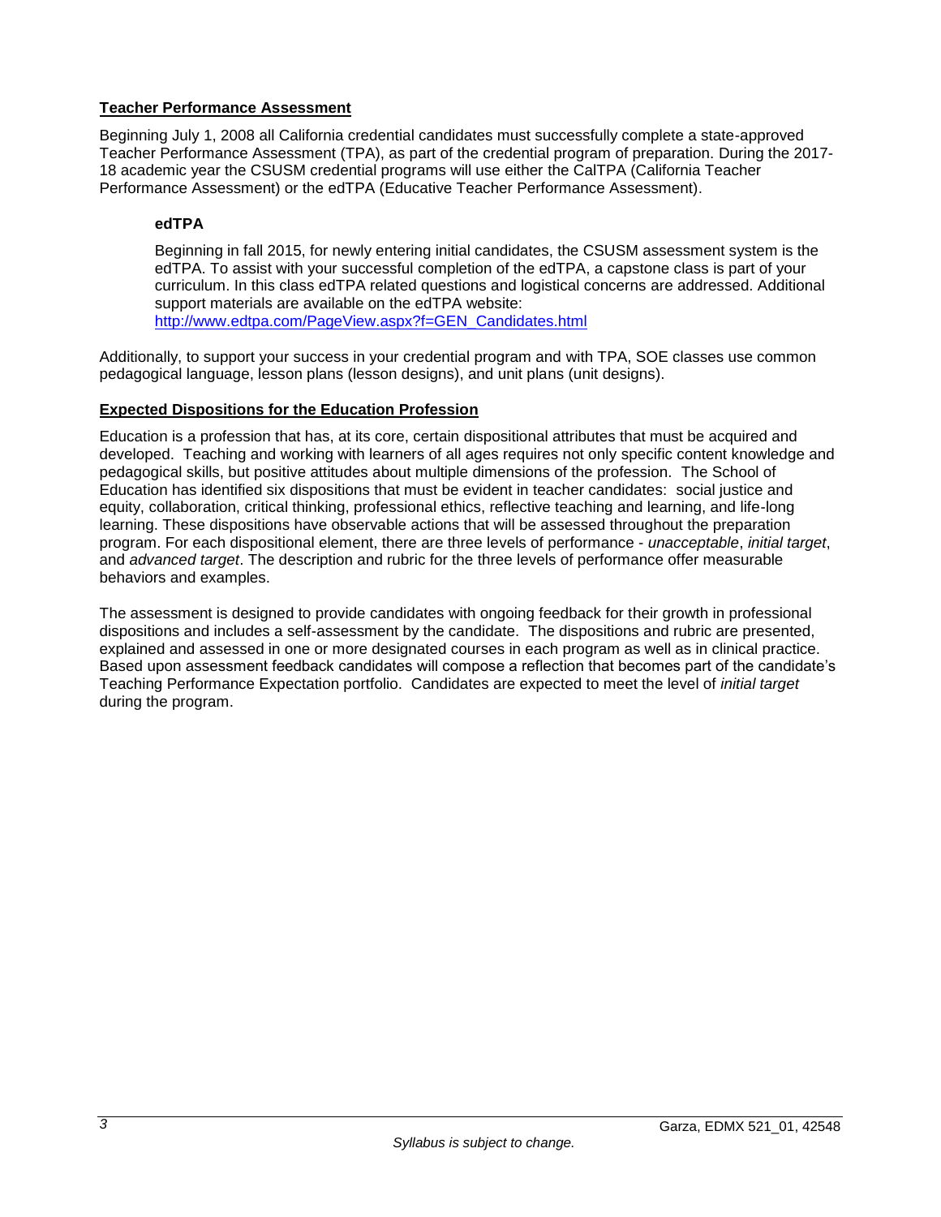## Teacher Performance Assessment

Beginning July 1, 2008 all California credential candidates must successfully complete a state-approved Teacher Performance Assessment (TPA), as part of the credential program of preparation. During the 2017-18 academic year the CSUSM credential programs will use either the CalTPA (California Teacher Performance Assessment) or the edTPA (Educative Teacher Performance Assessment).

### edTPA

Beginning in fall 2015, for newly entering initial candidates, the CSUSM assessment system is the edTPA. To assist with your successful completion of the edTPA, a capstone class is part of your curriculum. In this class edTPA related questions and logistical concerns are addressed. Additional support materials are available on the edTPA website: http://www.edtpa.com/PageView.aspx?f=GEN_Candidates.html

Additionally, to support your success in your credential program and with TPA, SOE classes use common pedagogical language, lesson plans (lesson designs), and unit plans (unit designs).

## Expected Dispositions for the Education Profession

Education is a profession that has, at its core, certain dispositional attributes that must be acquired and developed. Teaching and working with learners of all ages requires not only specific content knowledge and pedagogical skills, but positive attitudes about multiple dimensions of the profession. The School of Education has identified six dispositions that must be evident in teacher candidates: social justice and equity, collaboration, critical thinking, professional ethics, reflective teaching and learning, and life-long learning. These dispositions have observable actions that will be assessed throughout the preparation program. For each dispositional element, there are three levels of performance - *unacceptable*, *initial target*, and *advanced target*. The description and rubric for the three levels of performance offer measurable behaviors and examples.

The assessment is designed to provide candidates with ongoing feedback for their growth in professional dispositions and includes a self-assessment by the candidate. The dispositions and rubric are presented, explained and assessed in one or more designated courses in each program as well as in clinical practice. Based upon assessment feedback candidates will compose a reflection that becomes part of the candidate's Teaching Performance Expectation portfolio. Candidates are expected to meet the level of *initial target* during the program.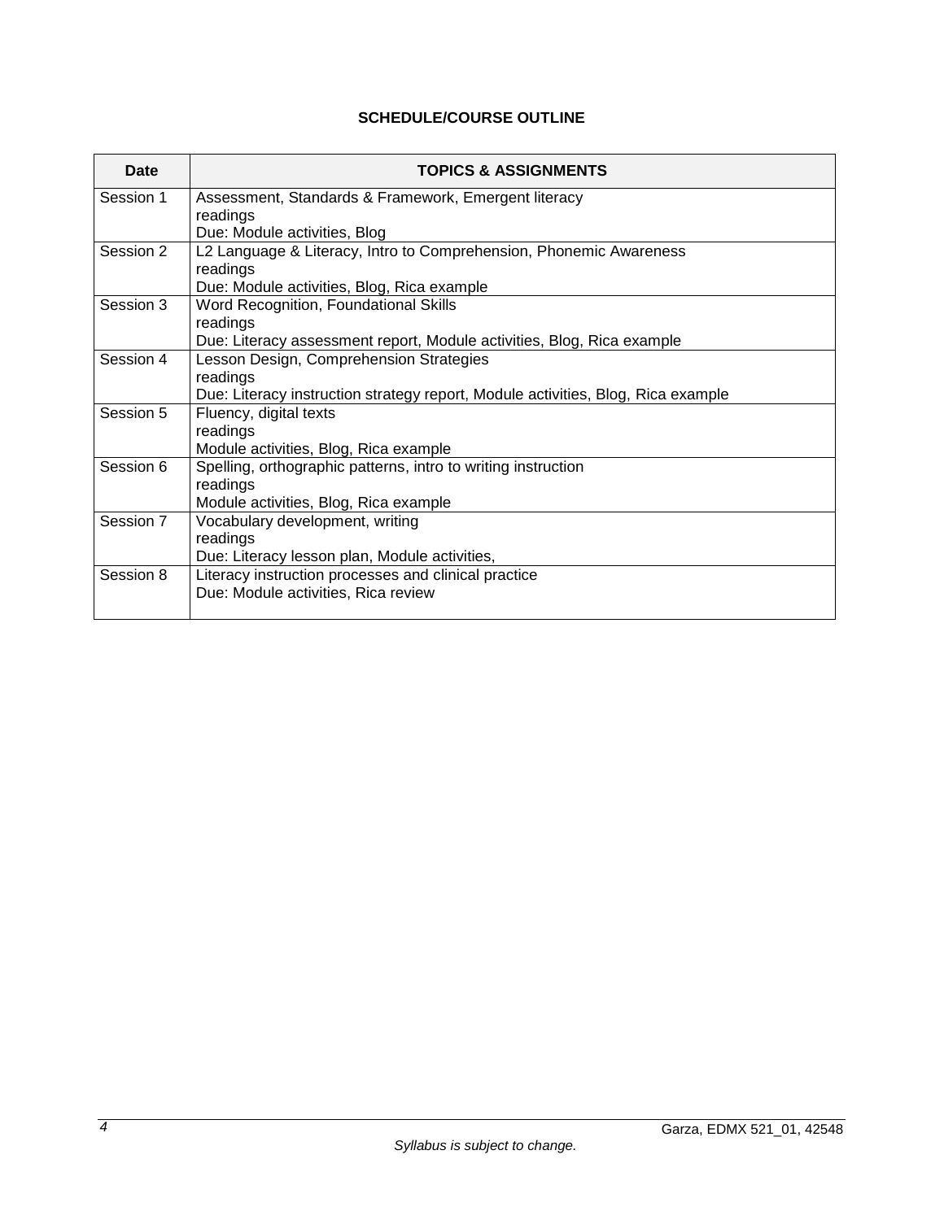**SCHEDULE/COURSE OUTLINE**

| Date | TOPICS & ASSIGNMENTS |
|---|---|
| Session 1 | Assessment, Standards & Framework, Emergent literacy<br>readings<br>Due: Module activities, Blog |
| Session 2 | L2 Language & Literacy, Intro to Comprehension, Phonemic Awareness<br>readings<br>Due: Module activities, Blog, Rica example |
| Session 3 | Word Recognition, Foundational Skills<br>readings<br>Due: Literacy assessment report, Module activities, Blog, Rica example |
| Session 4 | Lesson Design, Comprehension Strategies<br>readings<br>Due: Literacy instruction strategy report, Module activities, Blog, Rica example |
| Session 5 | Fluency, digital texts<br>readings<br>Module activities, Blog, Rica example |
| Session 6 | Spelling, orthographic patterns, intro to writing instruction<br>readings<br>Module activities, Blog, Rica example |
| Session 7 | Vocabulary development, writing<br>readings<br>Due: Literacy lesson plan, Module activities, |
| Session 8 | Literacy instruction processes and clinical practice<br>Due: Module activities, Rica review |

*Syllabus is subject to change.*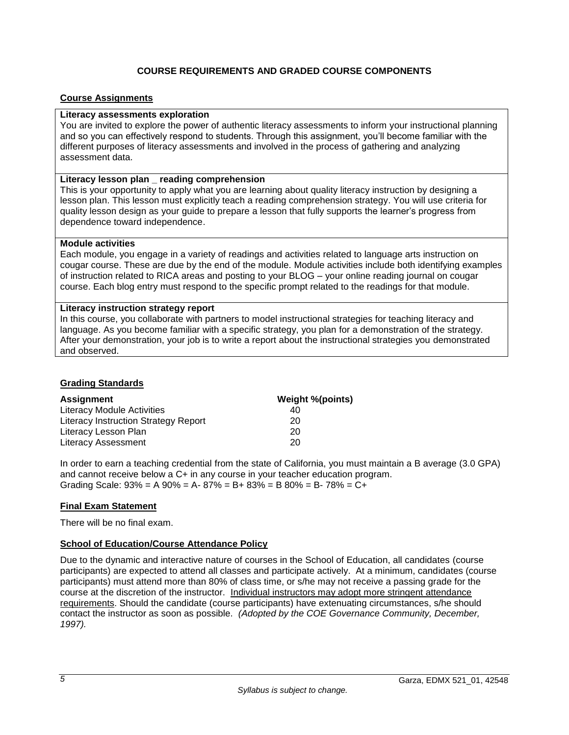## COURSE REQUIREMENTS AND GRADED COURSE COMPONENTS

### Course Assignments

**Literacy assessments exploration**

You are invited to explore the power of authentic literacy assessments to inform your instructional planning and so you can effectively respond to students. Through this assignment, you'll become familiar with the different purposes of literacy assessments and involved in the process of gathering and analyzing assessment data.

**Literacy lesson plan _ reading comprehension**

This is your opportunity to apply what you are learning about quality literacy instruction by designing a lesson plan. This lesson must explicitly teach a reading comprehension strategy. You will use criteria for quality lesson design as your guide to prepare a lesson that fully supports the learner's progress from dependence toward independence.

**Module activities**

Each module, you engage in a variety of readings and activities related to language arts instruction on cougar course. These are due by the end of the module. Module activities include both identifying examples of instruction related to RICA areas and posting to your BLOG – your online reading journal on cougar course. Each blog entry must respond to the specific prompt related to the readings for that module.

**Literacy instruction strategy report**

In this course, you collaborate with partners to model instructional strategies for teaching literacy and language. As you become familiar with a specific strategy, you plan for a demonstration of the strategy. After your demonstration, your job is to write a report about the instructional strategies you demonstrated and observed.

### Grading Standards

| Assignment | Weight %(points) |
|---|---|
| Literacy Module Activities | 40 |
| Literacy Instruction Strategy Report | 20 |
| Literacy Lesson Plan | 20 |
| Literacy Assessment | 20 |

In order to earn a teaching credential from the state of California, you must maintain a B average (3.0 GPA) and cannot receive below a C+ in any course in your teacher education program.
Grading Scale: 93% = A 90% = A- 87% = B+ 83% = B 80% = B- 78% = C+

### Final Exam Statement

There will be no final exam.

### School of Education/Course Attendance Policy

Due to the dynamic and interactive nature of courses in the School of Education, all candidates (course participants) are expected to attend all classes and participate actively. At a minimum, candidates (course participants) must attend more than 80% of class time, or s/he may not receive a passing grade for the course at the discretion of the instructor. Individual instructors may adopt more stringent attendance requirements. Should the candidate (course participants) have extenuating circumstances, s/he should contact the instructor as soon as possible. *(Adopted by the COE Governance Community, December, 1997).*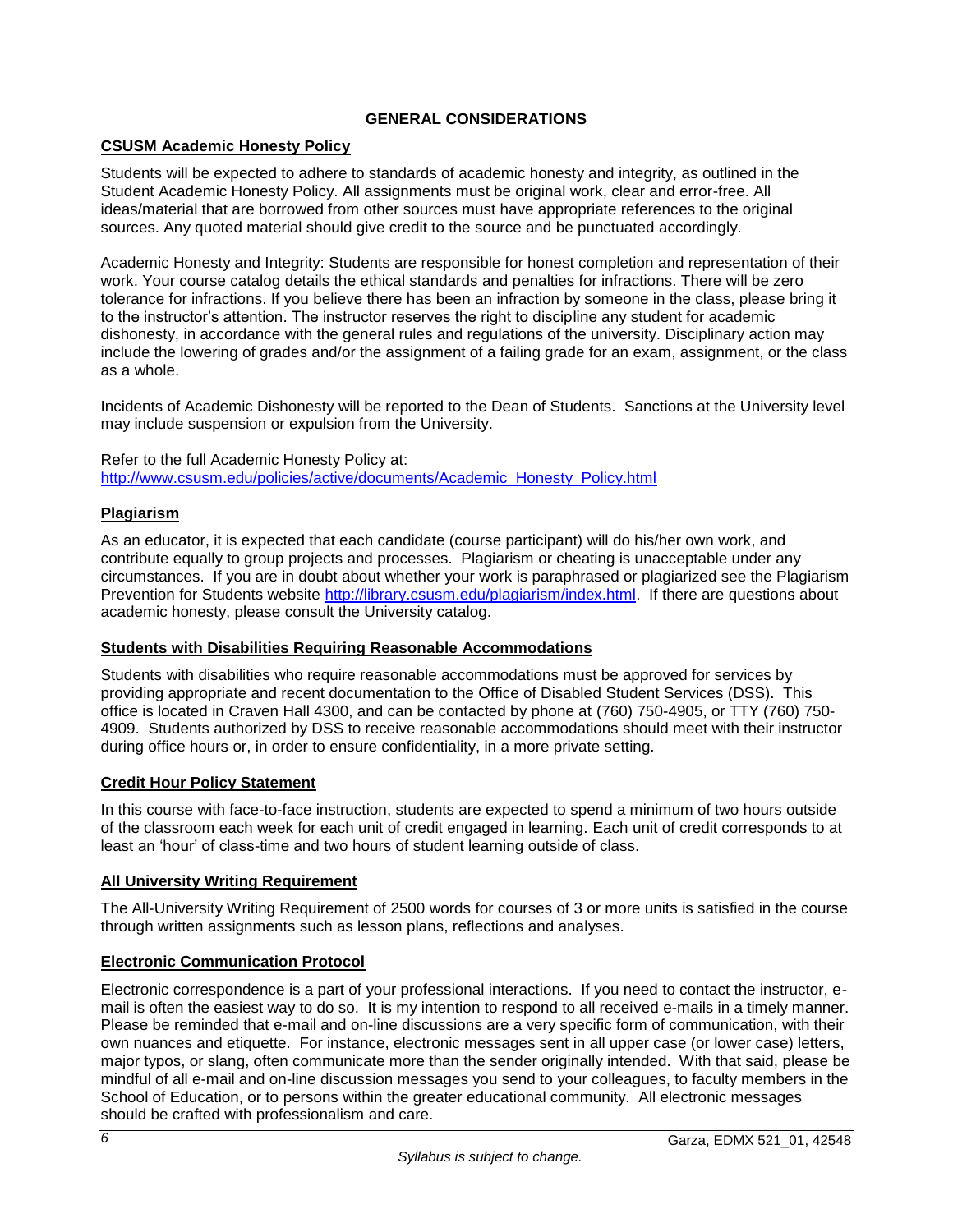## GENERAL CONSIDERATIONS

### CSUSM Academic Honesty Policy

Students will be expected to adhere to standards of academic honesty and integrity, as outlined in the Student Academic Honesty Policy. All assignments must be original work, clear and error-free. All ideas/material that are borrowed from other sources must have appropriate references to the original sources. Any quoted material should give credit to the source and be punctuated accordingly.

Academic Honesty and Integrity: Students are responsible for honest completion and representation of their work. Your course catalog details the ethical standards and penalties for infractions. There will be zero tolerance for infractions. If you believe there has been an infraction by someone in the class, please bring it to the instructor's attention. The instructor reserves the right to discipline any student for academic dishonesty, in accordance with the general rules and regulations of the university. Disciplinary action may include the lowering of grades and/or the assignment of a failing grade for an exam, assignment, or the class as a whole.

Incidents of Academic Dishonesty will be reported to the Dean of Students. Sanctions at the University level may include suspension or expulsion from the University.

Refer to the full Academic Honesty Policy at:
[http://www.csusm.edu/policies/active/documents/Academic_Honesty_Policy.html](http://www.csusm.edu/policies/active/documents/Academic_Honesty_Policy.html)

### Plagiarism

As an educator, it is expected that each candidate (course participant) will do his/her own work, and contribute equally to group projects and processes. Plagiarism or cheating is unacceptable under any circumstances. If you are in doubt about whether your work is paraphrased or plagiarized see the Plagiarism Prevention for Students website [http://library.csusm.edu/plagiarism/index.html](http://library.csusm.edu/plagiarism/index.html). If there are questions about academic honesty, please consult the University catalog.

### Students with Disabilities Requiring Reasonable Accommodations

Students with disabilities who require reasonable accommodations must be approved for services by providing appropriate and recent documentation to the Office of Disabled Student Services (DSS). This office is located in Craven Hall 4300, and can be contacted by phone at (760) 750-4905, or TTY (760) 750-4909. Students authorized by DSS to receive reasonable accommodations should meet with their instructor during office hours or, in order to ensure confidentiality, in a more private setting.

### Credit Hour Policy Statement

In this course with face-to-face instruction, students are expected to spend a minimum of two hours outside of the classroom each week for each unit of credit engaged in learning. Each unit of credit corresponds to at least an 'hour' of class-time and two hours of student learning outside of class.

### All University Writing Requirement

The All-University Writing Requirement of 2500 words for courses of 3 or more units is satisfied in the course through written assignments such as lesson plans, reflections and analyses.

### Electronic Communication Protocol

Electronic correspondence is a part of your professional interactions. If you need to contact the instructor, e-mail is often the easiest way to do so. It is my intention to respond to all received e-mails in a timely manner. Please be reminded that e-mail and on-line discussions are a very specific form of communication, with their own nuances and etiquette. For instance, electronic messages sent in all upper case (or lower case) letters, major typos, or slang, often communicate more than the sender originally intended. With that said, please be mindful of all e-mail and on-line discussion messages you send to your colleagues, to faculty members in the School of Education, or to persons within the greater educational community. All electronic messages should be crafted with professionalism and care.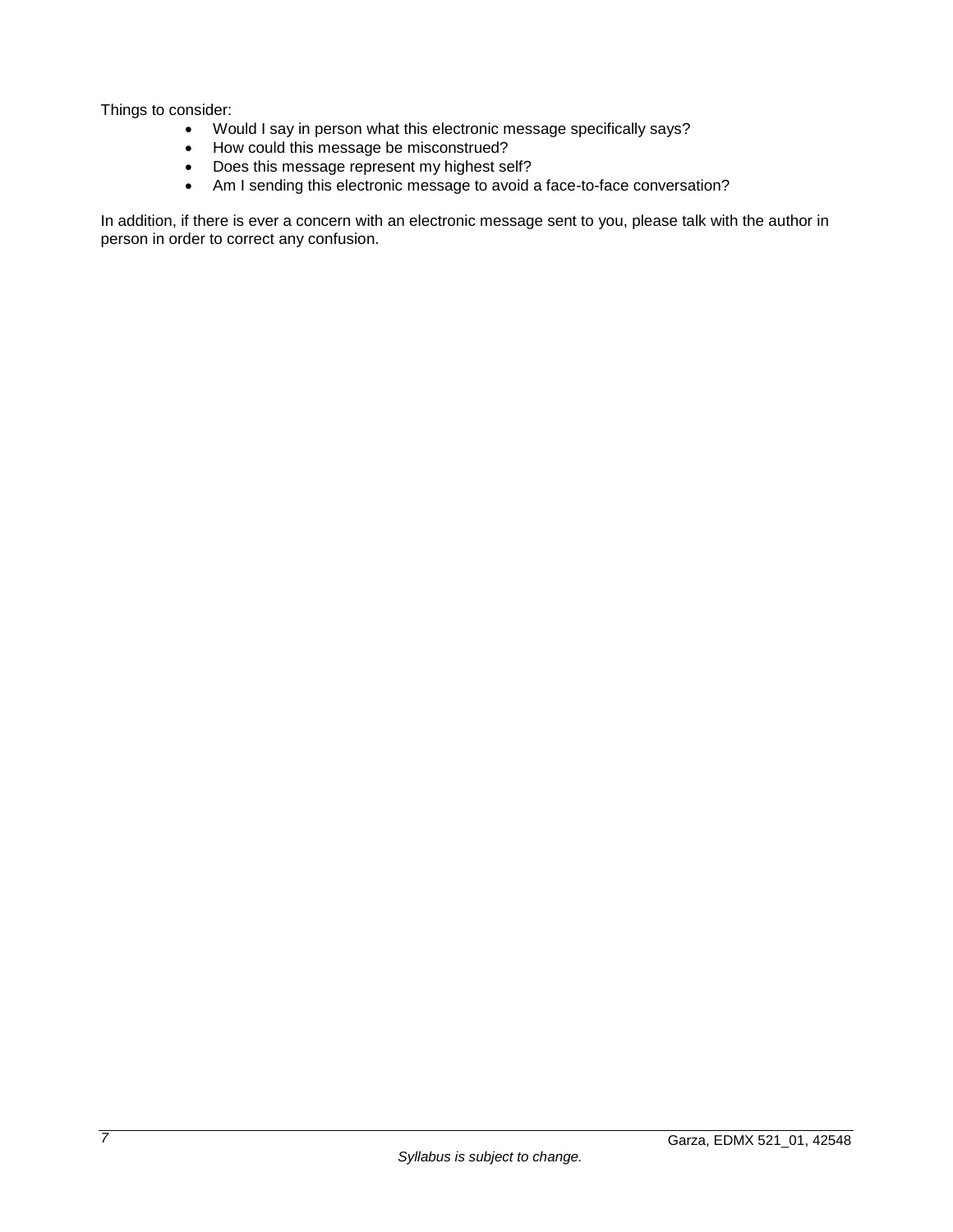Things to consider:

- Would I say in person what this electronic message specifically says?
- How could this message be misconstrued?
- Does this message represent my highest self?
- Am I sending this electronic message to avoid a face-to-face conversation?

In addition, if there is ever a concern with an electronic message sent to you, please talk with the author in person in order to correct any confusion.